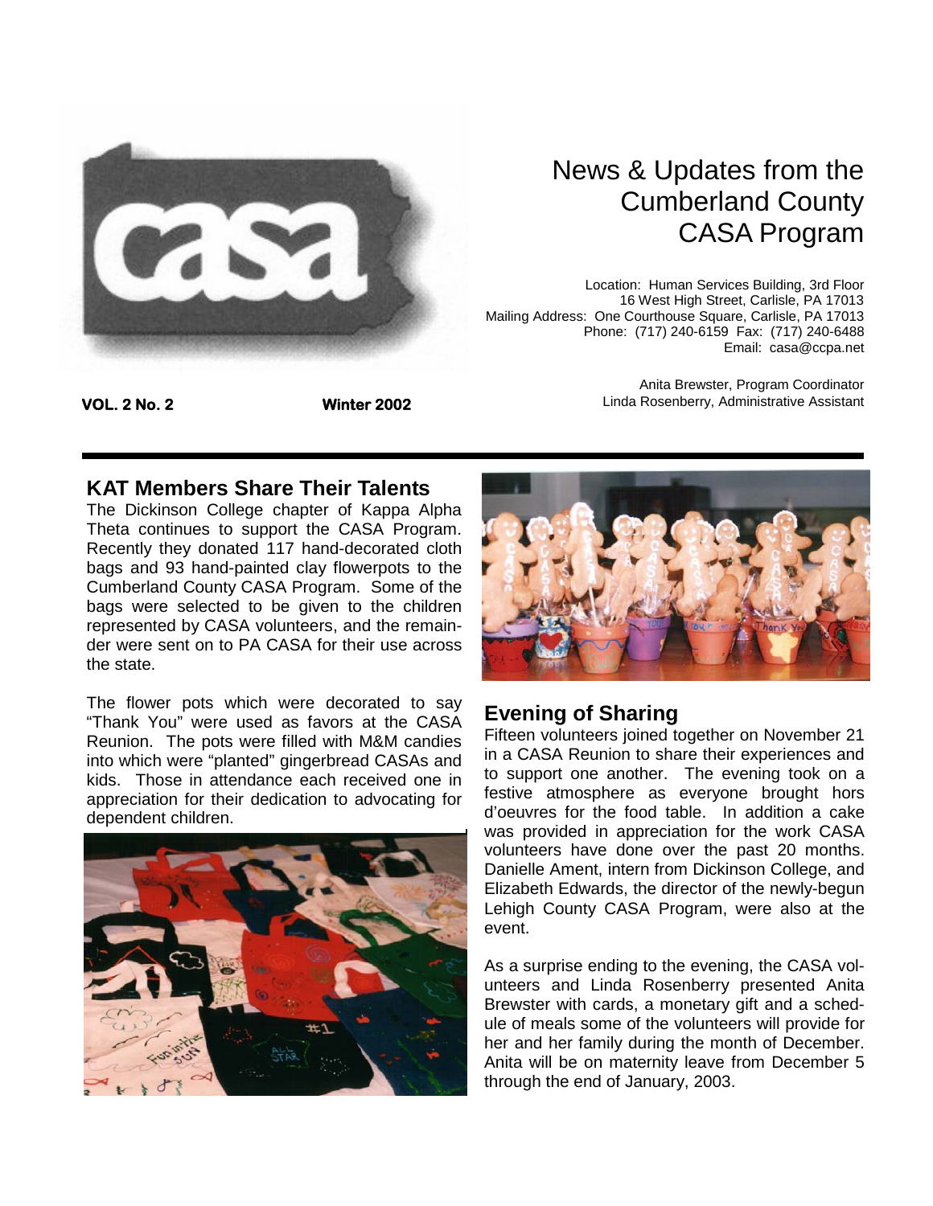# News & Updates from the Cumberland County CASA Program

Location: Human Services Building, 3rd Floor
16 West High Street, Carlisle, PA 17013
Mailing Address: One Courthouse Square, Carlisle, PA 17013
Phone: (717) 240-6159 Fax: (717) 240-6488
Email: casa@ccpa.net

Anita Brewster, Program Coordinator
Linda Rosenberry, Administrative Assistant

**VOL. 2 No. 2** **Winter 2002**

## KAT Members Share Their Talents

The Dickinson College chapter of Kappa Alpha Theta continues to support the CASA Program. Recently they donated 117 hand-decorated cloth bags and 93 hand-painted clay flowerpots to the Cumberland County CASA Program. Some of the bags were selected to be given to the children represented by CASA volunteers, and the remainder were sent on to PA CASA for their use across the state.

The flower pots which were decorated to say "Thank You" were used as favors at the CASA Reunion. The pots were filled with M&M candies into which were "planted" gingerbread CASAs and kids. Those in attendance each received one in appreciation for their dedication to advocating for dependent children.

## Evening of Sharing

Fifteen volunteers joined together on November 21 in a CASA Reunion to share their experiences and to support one another. The evening took on a festive atmosphere as everyone brought hors d'oeuvres for the food table. In addition a cake was provided in appreciation for the work CASA volunteers have done over the past 20 months. Danielle Ament, intern from Dickinson College, and Elizabeth Edwards, the director of the newly-begun Lehigh County CASA Program, were also at the event.

As a surprise ending to the evening, the CASA volunteers and Linda Rosenberry presented Anita Brewster with cards, a monetary gift and a schedule of meals some of the volunteers will provide for her and her family during the month of December. Anita will be on maternity leave from December 5 through the end of January, 2003.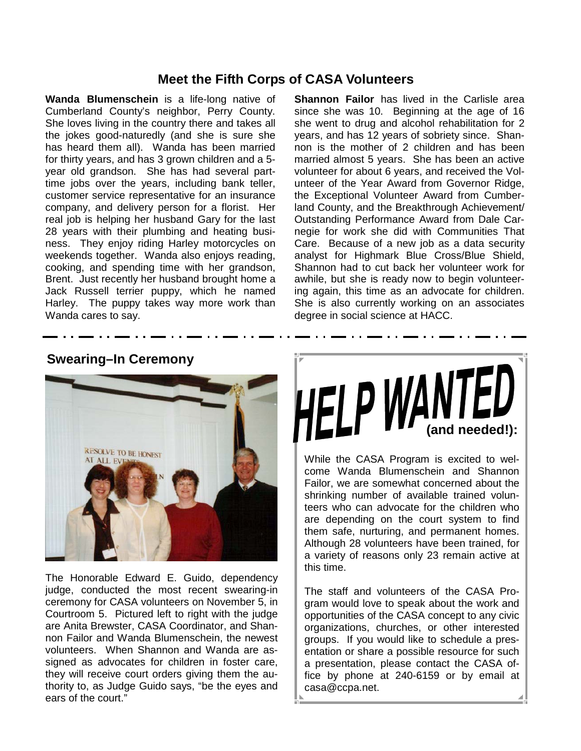## Meet the Fifth Corps of CASA Volunteers

**Wanda Blumenschein** is a life-long native of Cumberland County's neighbor, Perry County. She loves living in the country there and takes all the jokes good-naturedly (and she is sure she has heard them all). Wanda has been married for thirty years, and has 3 grown children and a 5-year old grandson. She has had several part-time jobs over the years, including bank teller, customer service representative for an insurance company, and delivery person for a florist. Her real job is helping her husband Gary for the last 28 years with their plumbing and heating business. They enjoy riding Harley motorcycles on weekends together. Wanda also enjoys reading, cooking, and spending time with her grandson, Brent. Just recently her husband brought home a Jack Russell terrier puppy, which he named Harley. The puppy takes way more work than Wanda cares to say.

**Shannon Failor** has lived in the Carlisle area since she was 10. Beginning at the age of 16 she went to drug and alcohol rehabilitation for 2 years, and has 12 years of sobriety since. Shannon is the mother of 2 children and has been married almost 5 years. She has been an active volunteer for about 6 years, and received the Volunteer of the Year Award from Governor Ridge, the Exceptional Volunteer Award from Cumberland County, and the Breakthrough Achievement/ Outstanding Performance Award from Dale Carnegie for work she did with Communities That Care. Because of a new job as a data security analyst for Highmark Blue Cross/Blue Shield, Shannon had to cut back her volunteer work for awhile, but she is ready now to begin volunteering again, this time as an advocate for children. She is also currently working on an associates degree in social science at HACC.

## Swearing–In Ceremony

The Honorable Edward E. Guido, dependency judge, conducted the most recent swearing-in ceremony for CASA volunteers on November 5, in Courtroom 5. Pictured left to right with the judge are Anita Brewster, CASA Coordinator, and Shannon Failor and Wanda Blumenschein, the newest volunteers. When Shannon and Wanda are assigned as advocates for children in foster care, they will receive court orders giving them the authority to, as Judge Guido says, "be the eyes and ears of the court."

## HELP WANTED (and needed!):

While the CASA Program is excited to welcome Wanda Blumenschein and Shannon Failor, we are somewhat concerned about the shrinking number of available trained volunteers who can advocate for the children who are depending on the court system to find them safe, nurturing, and permanent homes. Although 28 volunteers have been trained, for a variety of reasons only 23 remain active at this time.

The staff and volunteers of the CASA Program would love to speak about the work and opportunities of the CASA concept to any civic organizations, churches, or other interested groups. If you would like to schedule a presentation or share a possible resource for such a presentation, please contact the CASA office by phone at 240-6159 or by email at casa@ccpa.net.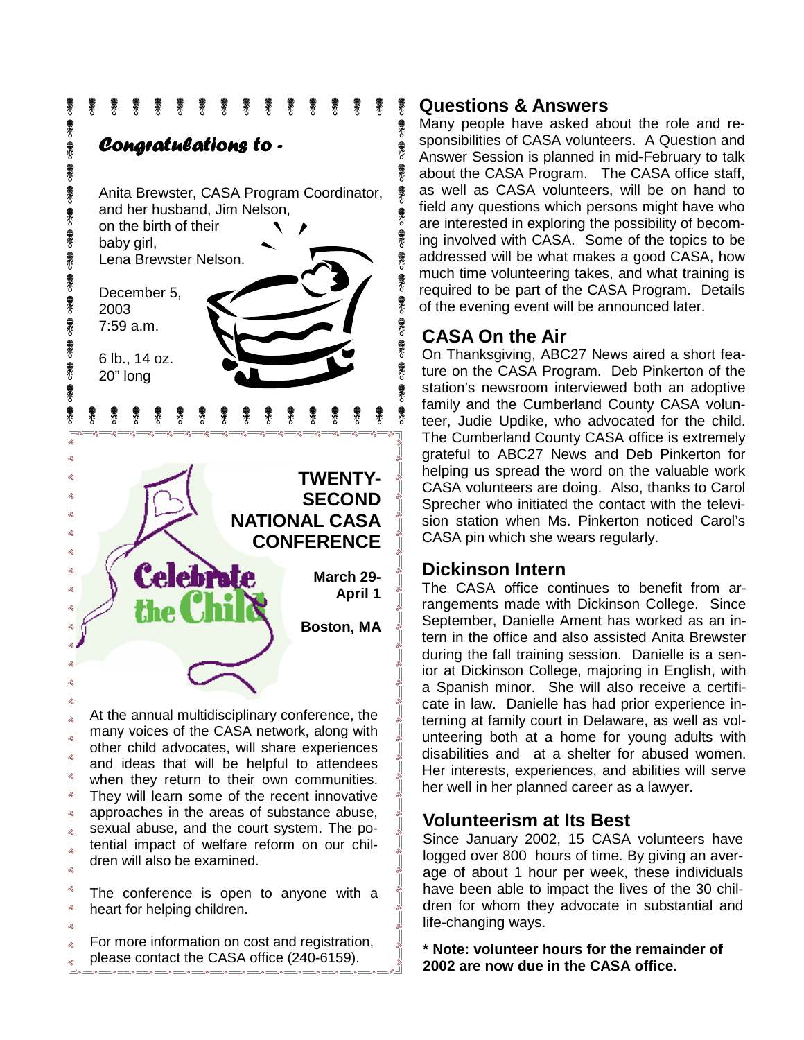## *Congratulations to -*

Anita Brewster, CASA Program Coordinator, and her husband, Jim Nelson, on the birth of their baby girl, Lena Brewster Nelson.

December 5, 2003
7:59 a.m.

6 lb., 14 oz.
20" long

## TWENTY-SECOND NATIONAL CASA CONFERENCE

Celebrate the Child

**March 29- April 1**

**Boston, MA**

At the annual multidisciplinary conference, the many voices of the CASA network, along with other child advocates, will share experiences and ideas that will be helpful to attendees when they return to their own communities. They will learn some of the recent innovative approaches in the areas of substance abuse, sexual abuse, and the court system. The potential impact of welfare reform on our children will also be examined.

The conference is open to anyone with a heart for helping children.

For more information on cost and registration, please contact the CASA office (240-6159).

## Questions & Answers

Many people have asked about the role and responsibilities of CASA volunteers. A Question and Answer Session is planned in mid-February to talk about the CASA Program. The CASA office staff, as well as CASA volunteers, will be on hand to field any questions which persons might have who are interested in exploring the possibility of becoming involved with CASA. Some of the topics to be addressed will be what makes a good CASA, how much time volunteering takes, and what training is required to be part of the CASA Program. Details of the evening event will be announced later.

## CASA On the Air

On Thanksgiving, ABC27 News aired a short feature on the CASA Program. Deb Pinkerton of the station's newsroom interviewed both an adoptive family and the Cumberland County CASA volunteer, Judie Updike, who advocated for the child. The Cumberland County CASA office is extremely grateful to ABC27 News and Deb Pinkerton for helping us spread the word on the valuable work CASA volunteers are doing. Also, thanks to Carol Sprecher who initiated the contact with the television station when Ms. Pinkerton noticed Carol's CASA pin which she wears regularly.

## Dickinson Intern

The CASA office continues to benefit from arrangements made with Dickinson College. Since September, Danielle Ament has worked as an intern in the office and also assisted Anita Brewster during the fall training session. Danielle is a senior at Dickinson College, majoring in English, with a Spanish minor. She will also receive a certificate in law. Danielle has had prior experience interning at family court in Delaware, as well as volunteering both at a home for young adults with disabilities and at a shelter for abused women. Her interests, experiences, and abilities will serve her well in her planned career as a lawyer.

## Volunteerism at Its Best

Since January 2002, 15 CASA volunteers have logged over 800 hours of time. By giving an average of about 1 hour per week, these individuals have been able to impact the lives of the 30 children for whom they advocate in substantial and life-changing ways.

**\* Note: volunteer hours for the remainder of 2002 are now due in the CASA office.**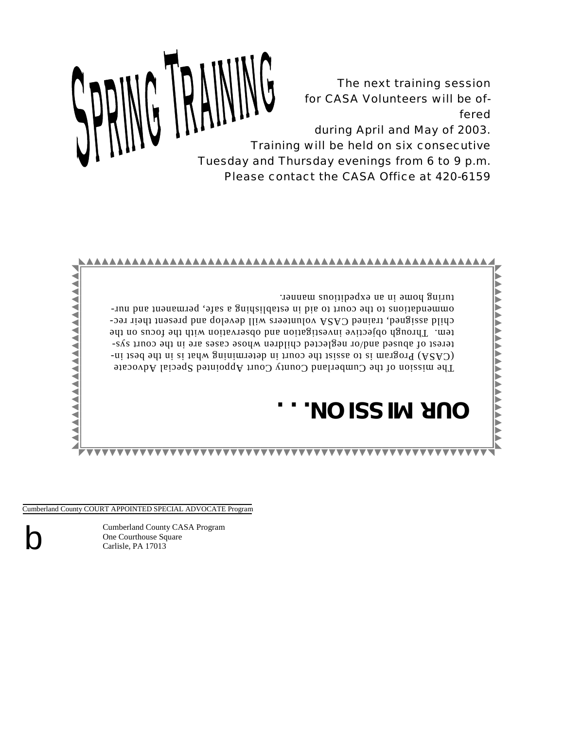# SPRING TRAINING

The next training session for CASA Volunteers will be offered during April and May of 2003. Training will be held on six consecutive Tuesday and Thursday evenings from 6 to 9 p.m. Please contact the CASA Office at 420-6159

## OUR MISSION. . .

The mission of the Cumberland County Court Appointed Special Advocate (CASA) Program is to assist the court in determining what is in the best interest of abused and/or neglected children whose cases are in the court system. Through objective investigation and observation with the focus on the child assigned, trained CASA volunteers will develop and present their recommendations to the court to aid in establishing a safe, permanent and nurturing home in an expeditious manner.

Cumberland County COURT APPOINTED SPECIAL ADVOCATE Program

b

Cumberland County CASA Program
One Courthouse Square
Carlisle, PA 17013